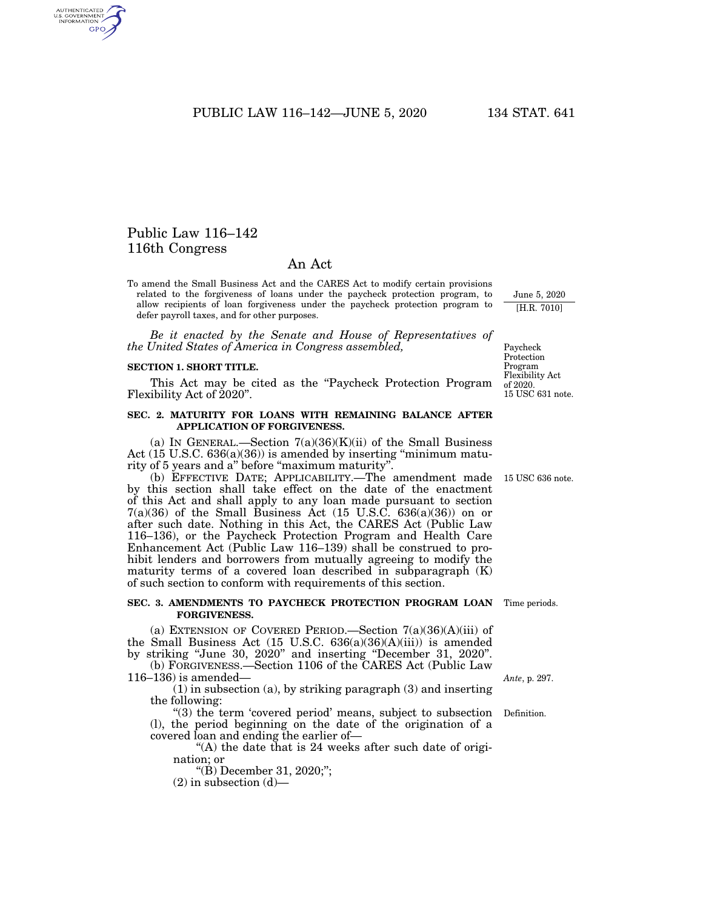# Public Law 116–142
## 116th Congress

## An Act

To amend the Small Business Act and the CARES Act to modify certain provisions related to the forgiveness of loans under the paycheck protection program, to allow recipients of loan forgiveness under the paycheck protection program to defer payroll taxes, and for other purposes.

June 5, 2020
[H.R. 7010]

*Be it enacted by the Senate and House of Representatives of the United States of America in Congress assembled,*

Paycheck Protection Program Flexibility Act of 2020.
15 USC 631 note.

**SECTION 1. SHORT TITLE.**

This Act may be cited as the "Paycheck Protection Program Flexibility Act of 2020".

**SEC. 2. MATURITY FOR LOANS WITH REMAINING BALANCE AFTER APPLICATION OF FORGIVENESS.**

(a) IN GENERAL.—Section 7(a)(36)(K)(ii) of the Small Business Act (15 U.S.C. 636(a)(36)) is amended by inserting "minimum maturity of 5 years and a" before "maximum maturity".

15 USC 636 note.

(b) EFFECTIVE DATE; APPLICABILITY.—The amendment made by this section shall take effect on the date of the enactment of this Act and shall apply to any loan made pursuant to section 7(a)(36) of the Small Business Act (15 U.S.C. 636(a)(36)) on or after such date. Nothing in this Act, the CARES Act (Public Law 116–136), or the Paycheck Protection Program and Health Care Enhancement Act (Public Law 116–139) shall be construed to prohibit lenders and borrowers from mutually agreeing to modify the maturity terms of a covered loan described in subparagraph (K) of such section to conform with requirements of this section.

**SEC. 3. AMENDMENTS TO PAYCHECK PROTECTION PROGRAM LOAN FORGIVENESS.**

Time periods.

(a) EXTENSION OF COVERED PERIOD.—Section 7(a)(36)(A)(iii) of the Small Business Act (15 U.S.C. 636(a)(36)(A)(iii)) is amended by striking "June 30, 2020" and inserting "December 31, 2020".

(b) FORGIVENESS.—Section 1106 of the CARES Act (Public Law 116–136) is amended—

*Ante*, p. 297.

(1) in subsection (a), by striking paragraph (3) and inserting the following:

Definition.

"(3) the term 'covered period' means, subject to subsection (l), the period beginning on the date of the origination of a covered loan and ending the earlier of—

"(A) the date that is 24 weeks after such date of origination; or

"(B) December 31, 2020;";

(2) in subsection (d)—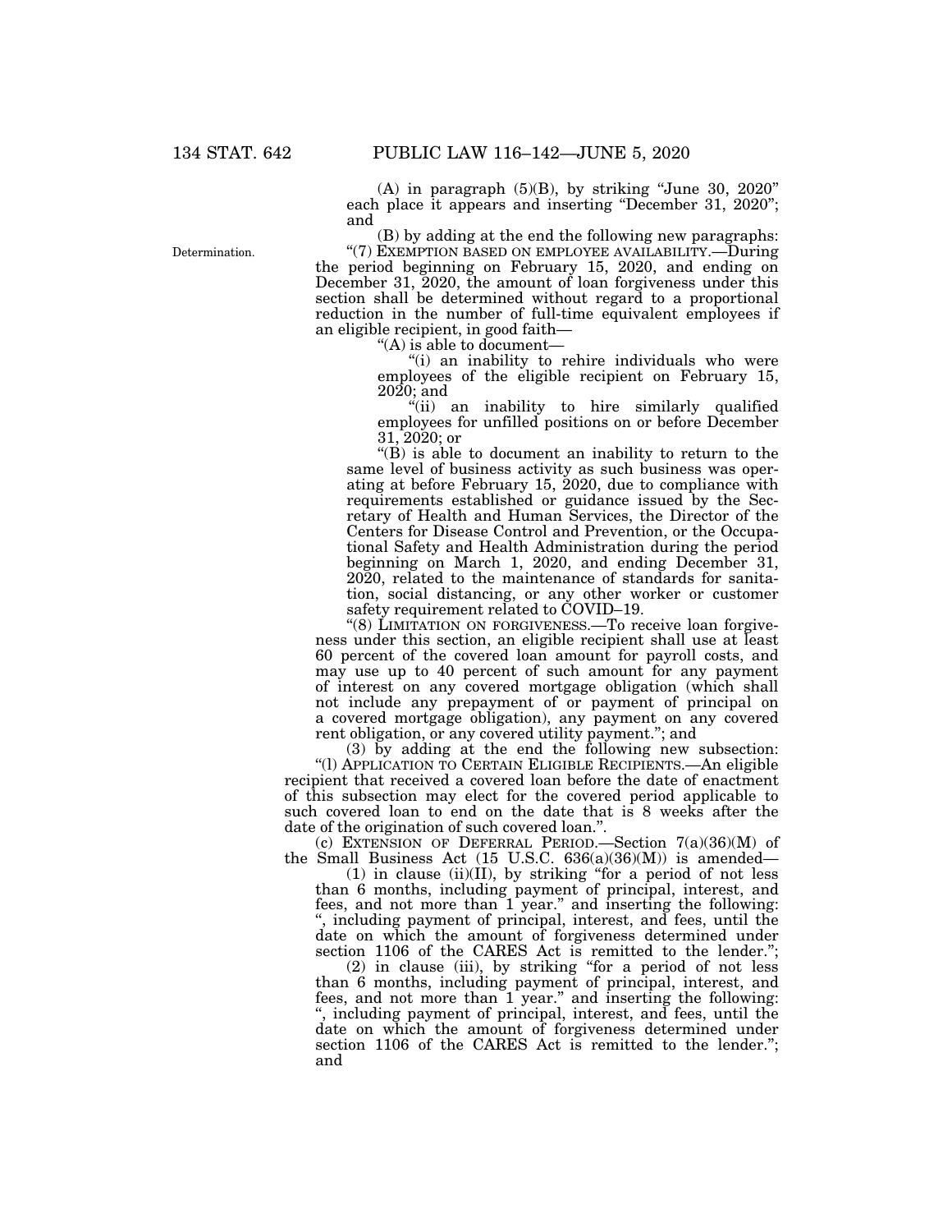(A) in paragraph (5)(B), by striking "June 30, 2020" each place it appears and inserting "December 31, 2020"; and

(B) by adding at the end the following new paragraphs:

Determination.

"(7) EXEMPTION BASED ON EMPLOYEE AVAILABILITY.—During the period beginning on February 15, 2020, and ending on December 31, 2020, the amount of loan forgiveness under this section shall be determined without regard to a proportional reduction in the number of full-time equivalent employees if an eligible recipient, in good faith—

"(A) is able to document—

"(i) an inability to rehire individuals who were employees of the eligible recipient on February 15, 2020; and

"(ii) an inability to hire similarly qualified employees for unfilled positions on or before December 31, 2020; or

"(B) is able to document an inability to return to the same level of business activity as such business was operating at before February 15, 2020, due to compliance with requirements established or guidance issued by the Secretary of Health and Human Services, the Director of the Centers for Disease Control and Prevention, or the Occupational Safety and Health Administration during the period beginning on March 1, 2020, and ending December 31, 2020, related to the maintenance of standards for sanitation, social distancing, or any other worker or customer safety requirement related to COVID–19.

"(8) LIMITATION ON FORGIVENESS.—To receive loan forgiveness under this section, an eligible recipient shall use at least 60 percent of the covered loan amount for payroll costs, and may use up to 40 percent of such amount for any payment of interest on any covered mortgage obligation (which shall not include any prepayment of or payment of principal on a covered mortgage obligation), any payment on any covered rent obligation, or any covered utility payment."; and

(3) by adding at the end the following new subsection:

"(l) APPLICATION TO CERTAIN ELIGIBLE RECIPIENTS.—An eligible recipient that received a covered loan before the date of enactment of this subsection may elect for the covered period applicable to such covered loan to end on the date that is 8 weeks after the date of the origination of such covered loan.".

(c) EXTENSION OF DEFERRAL PERIOD.—Section 7(a)(36)(M) of the Small Business Act (15 U.S.C. 636(a)(36)(M)) is amended—

(1) in clause (ii)(II), by striking "for a period of not less than 6 months, including payment of principal, interest, and fees, and not more than 1 year." and inserting the following: ", including payment of principal, interest, and fees, until the date on which the amount of forgiveness determined under section 1106 of the CARES Act is remitted to the lender.";

(2) in clause (iii), by striking "for a period of not less than 6 months, including payment of principal, interest, and fees, and not more than 1 year." and inserting the following: ", including payment of principal, interest, and fees, until the date on which the amount of forgiveness determined under section 1106 of the CARES Act is remitted to the lender."; and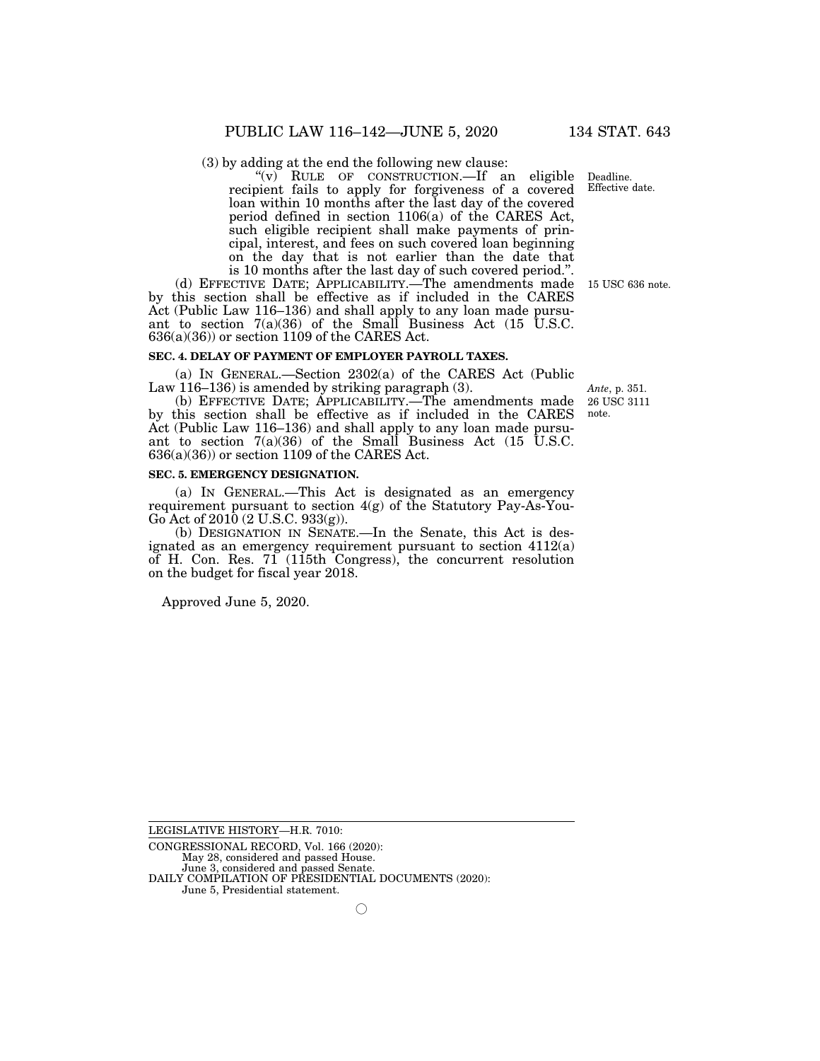(3) by adding at the end the following new clause:

"(v) RULE OF CONSTRUCTION.—If an eligible recipient fails to apply for forgiveness of a covered loan within 10 months after the last day of the covered period defined in section 1106(a) of the CARES Act, such eligible recipient shall make payments of principal, interest, and fees on such covered loan beginning on the day that is not earlier than the date that is 10 months after the last day of such covered period.".

Deadline. Effective date.

(d) EFFECTIVE DATE; APPLICABILITY.—The amendments made by this section shall be effective as if included in the CARES Act (Public Law 116–136) and shall apply to any loan made pursuant to section 7(a)(36) of the Small Business Act (15 U.S.C. 636(a)(36)) or section 1109 of the CARES Act.

15 USC 636 note.

**SEC. 4. DELAY OF PAYMENT OF EMPLOYER PAYROLL TAXES.**

(a) IN GENERAL.—Section 2302(a) of the CARES Act (Public Law 116–136) is amended by striking paragraph (3).

*Ante*, p. 351.

26 USC 3111 note.

(b) EFFECTIVE DATE; APPLICABILITY.—The amendments made by this section shall be effective as if included in the CARES Act (Public Law 116–136) and shall apply to any loan made pursuant to section 7(a)(36) of the Small Business Act (15 U.S.C. 636(a)(36)) or section 1109 of the CARES Act.

**SEC. 5. EMERGENCY DESIGNATION.**

(a) IN GENERAL.—This Act is designated as an emergency requirement pursuant to section 4(g) of the Statutory Pay-As-You-Go Act of 2010 (2 U.S.C. 933(g)).

(b) DESIGNATION IN SENATE.—In the Senate, this Act is designated as an emergency requirement pursuant to section 4112(a) of H. Con. Res. 71 (115th Congress), the concurrent resolution on the budget for fiscal year 2018.

Approved June 5, 2020.

---

LEGISLATIVE HISTORY—H.R. 7010:

CONGRESSIONAL RECORD, Vol. 166 (2020):
- May 28, considered and passed House.
- June 3, considered and passed Senate.

DAILY COMPILATION OF PRESIDENTIAL DOCUMENTS (2020):
- June 5, Presidential statement.

○